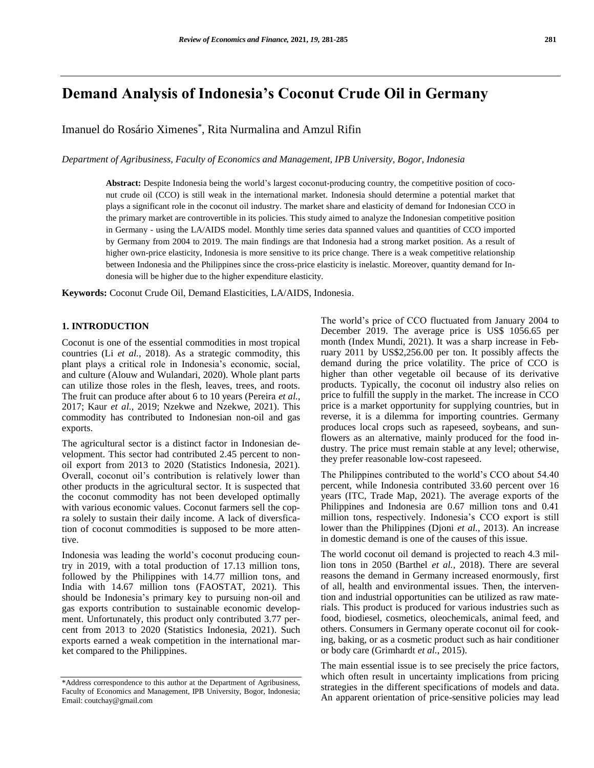# Demand Analysis of Indonesia's Coconut Crude Oil in Germany

Imanuel do Rosário Ximenes*, Rita Nurmalina and Amzul Rifin

*Department of Agribusiness, Faculty of Economics and Management, IPB University, Bogor, Indonesia*

**Abstract:** Despite Indonesia being the world's largest coconut-producing country, the competitive position of coconut crude oil (CCO) is still weak in the international market. Indonesia should determine a potential market that plays a significant role in the coconut oil industry. The market share and elasticity of demand for Indonesian CCO in the primary market are controvertible in its policies. This study aimed to analyze the Indonesian competitive position in Germany - using the LA/AIDS model. Monthly time series data spanned values and quantities of CCO imported by Germany from 2004 to 2019. The main findings are that Indonesia had a strong market position. As a result of higher own-price elasticity, Indonesia is more sensitive to its price change. There is a weak competitive relationship between Indonesia and the Philippines since the cross-price elasticity is inelastic. Moreover, quantity demand for Indonesia will be higher due to the higher expenditure elasticity.

**Keywords:** Coconut Crude Oil, Demand Elasticities, LA/AIDS, Indonesia.

## 1. INTRODUCTION

Coconut is one of the essential commodities in most tropical countries (Li *et al.*, 2018). As a strategic commodity, this plant plays a critical role in Indonesia's economic, social, and culture (Alouw and Wulandari, 2020). Whole plant parts can utilize those roles in the flesh, leaves, trees, and roots. The fruit can produce after about 6 to 10 years (Pereira *et al.*, 2017; Kaur *et al.*, 2019; Nzekwe and Nzekwe, 2021). This commodity has contributed to Indonesian non-oil and gas exports.

The agricultural sector is a distinct factor in Indonesian development. This sector had contributed 2.45 percent to non-oil export from 2013 to 2020 (Statistics Indonesia, 2021). Overall, coconut oil's contribution is relatively lower than other products in the agricultural sector. It is suspected that the coconut commodity has not been developed optimally with various economic values. Coconut farmers sell the copra solely to sustain their daily income. A lack of diversfication of coconut commodities is supposed to be more attentive.

Indonesia was leading the world's coconut producing country in 2019, with a total production of 17.13 million tons, followed by the Philippines with 14.77 million tons, and India with 14.67 million tons (FAOSTAT, 2021). This should be Indonesia's primary key to pursuing non-oil and gas exports contribution to sustainable economic development. Unfortunately, this product only contributed 3.77 percent from 2013 to 2020 (Statistics Indonesia, 2021). Such exports earned a weak competition in the international market compared to the Philippines.

The world's price of CCO fluctuated from January 2004 to December 2019. The average price is US$ 1056.65 per month (Index Mundi, 2021). It was a sharp increase in February 2011 by US$2,256.00 per ton. It possibly affects the demand during the price volatility. The price of CCO is higher than other vegetable oil because of its derivative products. Typically, the coconut oil industry also relies on price to fulfill the supply in the market. The increase in CCO price is a market opportunity for supplying countries, but in reverse, it is a dilemma for importing countries. Germany produces local crops such as rapeseed, soybeans, and sunflowers as an alternative, mainly produced for the food industry. The price must remain stable at any level; otherwise, they prefer reasonable low-cost rapeseed.

The Philippines contributed to the world's CCO about 54.40 percent, while Indonesia contributed 33.60 percent over 16 years (ITC, Trade Map, 2021). The average exports of the Philippines and Indonesia are 0.67 million tons and 0.41 million tons, respectively. Indonesia's CCO export is still lower than the Philippines (Djoni *et al.*, 2013). An increase in domestic demand is one of the causes of this issue.

The world coconut oil demand is projected to reach 4.3 million tons in 2050 (Barthel *et al.*, 2018). There are several reasons the demand in Germany increased enormously, first of all, health and environmental issues. Then, the intervention and industrial opportunities can be utilized as raw materials. This product is produced for various industries such as food, biodiesel, cosmetics, oleochemicals, animal feed, and others. Consumers in Germany operate coconut oil for cooking, baking, or as a cosmetic product such as hair conditioner or body care (Grimhardt *et al.*, 2015).

The main essential issue is to see precisely the price factors, which often result in uncertainty implications from pricing strategies in the different specifications of models and data. An apparent orientation of price-sensitive policies may lead

---

*Address correspondence to this author at the Department of Agribusiness, Faculty of Economics and Management, IPB University, Bogor, Indonesia; Email: coutchay@gmail.com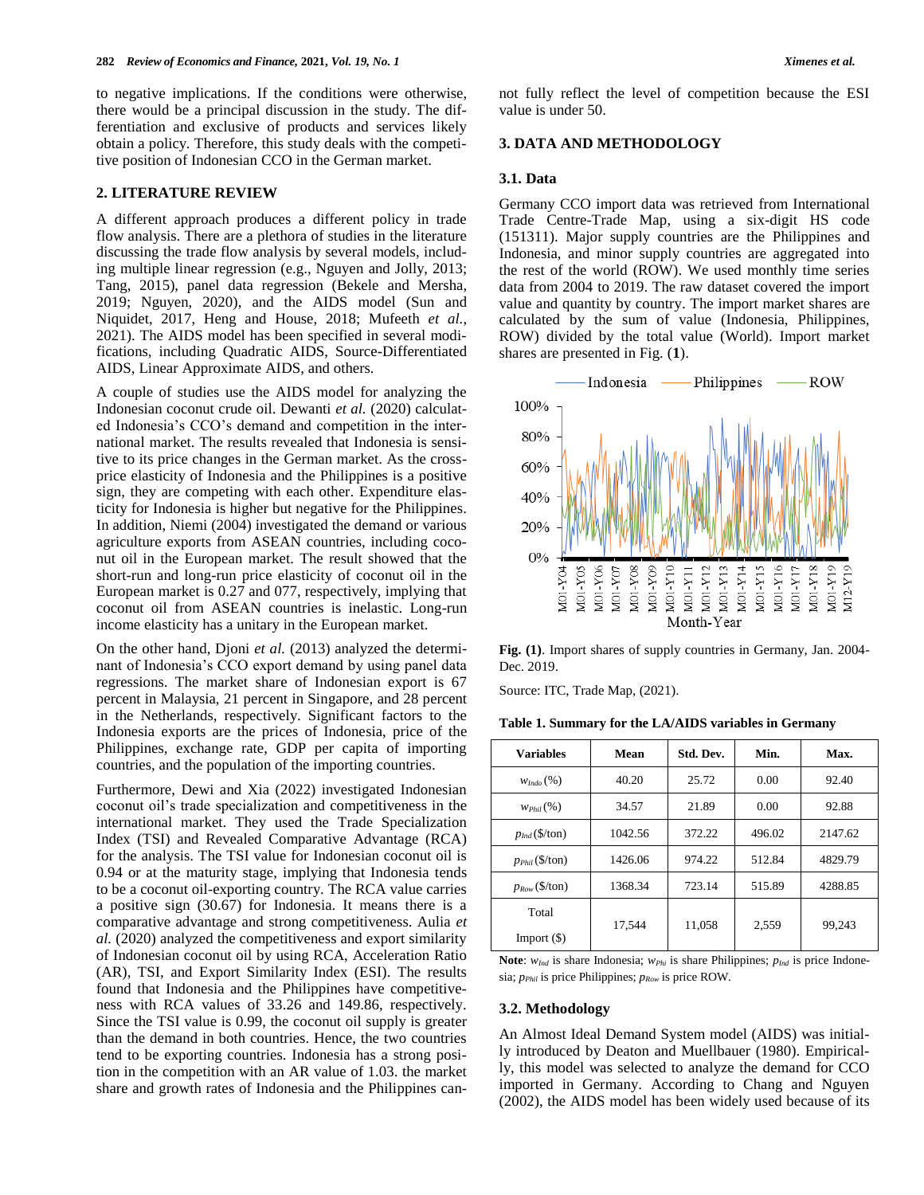to negative implications. If the conditions were otherwise, there would be a principal discussion in the study. The differentiation and exclusive of products and services likely obtain a policy. Therefore, this study deals with the competitive position of Indonesian CCO in the German market.

## 2. LITERATURE REVIEW

A different approach produces a different policy in trade flow analysis. There are a plethora of studies in the literature discussing the trade flow analysis by several models, including multiple linear regression (e.g., Nguyen and Jolly, 2013; Tang, 2015), panel data regression (Bekele and Mersha, 2019; Nguyen, 2020), and the AIDS model (Sun and Niquidet, 2017, Heng and House, 2018; Mufeeth *et al.*, 2021). The AIDS model has been specified in several modifications, including Quadratic AIDS, Source-Differentiated AIDS, Linear Approximate AIDS, and others.

A couple of studies use the AIDS model for analyzing the Indonesian coconut crude oil. Dewanti *et al.* (2020) calculated Indonesia's CCO's demand and competition in the international market. The results revealed that Indonesia is sensitive to its price changes in the German market. As the cross-price elasticity of Indonesia and the Philippines is a positive sign, they are competing with each other. Expenditure elasticity for Indonesia is higher but negative for the Philippines. In addition, Niemi (2004) investigated the demand or various agriculture exports from ASEAN countries, including coconut oil in the European market. The result showed that the short-run and long-run price elasticity of coconut oil in the European market is 0.27 and 077, respectively, implying that coconut oil from ASEAN countries is inelastic. Long-run income elasticity has a unitary in the European market.

On the other hand, Djoni *et al.* (2013) analyzed the determinant of Indonesia's CCO export demand by using panel data regressions. The market share of Indonesian export is 67 percent in Malaysia, 21 percent in Singapore, and 28 percent in the Netherlands, respectively. Significant factors to the Indonesia exports are the prices of Indonesia, price of the Philippines, exchange rate, GDP per capita of importing countries, and the population of the importing countries.

Furthermore, Dewi and Xia (2022) investigated Indonesian coconut oil's trade specialization and competitiveness in the international market. They used the Trade Specialization Index (TSI) and Revealed Comparative Advantage (RCA) for the analysis. The TSI value for Indonesian coconut oil is 0.94 or at the maturity stage, implying that Indonesia tends to be a coconut oil-exporting country. The RCA value carries a positive sign (30.67) for Indonesia. It means there is a comparative advantage and strong competitiveness. Aulia *et al.* (2020) analyzed the competitiveness and export similarity of Indonesian coconut oil by using RCA, Acceleration Ratio (AR), TSI, and Export Similarity Index (ESI). The results found that Indonesia and the Philippines have competitiveness with RCA values of 33.26 and 149.86, respectively. Since the TSI value is 0.99, the coconut oil supply is greater than the demand in both countries. Hence, the two countries tend to be exporting countries. Indonesia has a strong position in the competition with an AR value of 1.03. the market share and growth rates of Indonesia and the Philippines cannot fully reflect the level of competition because the ESI value is under 50.

## 3. DATA AND METHODOLOGY

### 3.1. Data

Germany CCO import data was retrieved from International Trade Centre-Trade Map, using a six-digit HS code (151311). Major supply countries are the Philippines and Indonesia, and minor supply countries are aggregated into the rest of the world (ROW). We used monthly time series data from 2004 to 2019. The raw dataset covered the import value and quantity by country. The import market shares are calculated by the sum of value (Indonesia, Philippines, ROW) divided by the total value (World). Import market shares are presented in Fig. (**1**).

**Fig. (1)**. Import shares of supply countries in Germany, Jan. 2004-Dec. 2019.

Source: ITC, Trade Map, (2021).

**Table 1. Summary for the LA/AIDS variables in Germany**

| Variables | Mean | Std. Dev. | Min. | Max. |
|---|---|---|---|---|
| $w_{Indo}$ (%) | 40.20 | 25.72 | 0.00 | 92.40 |
| $w_{Phil}$ (%) | 34.57 | 21.89 | 0.00 | 92.88 |
| $p_{Ind}$ ($/ton) | 1042.56 | 372.22 | 496.02 | 2147.62 |
| $p_{Phil}$ ($/ton) | 1426.06 | 974.22 | 512.84 | 4829.79 |
| $p_{Row}$ ($/ton) | 1368.34 | 723.14 | 515.89 | 4288.85 |
| Total Import ($) | 17,544 | 11,058 | 2,559 | 99,243 |

**Note**: $w_{Ind}$ is share Indonesia; $w_{Phi}$ is share Philippines; $p_{Ind}$ is price Indonesia; $p_{Phil}$ is price Philippines; $p_{Row}$ is price ROW.

### 3.2. Methodology

An Almost Ideal Demand System model (AIDS) was initially introduced by Deaton and Muellbauer (1980). Empirically, this model was selected to analyze the demand for CCO imported in Germany. According to Chang and Nguyen (2002), the AIDS model has been widely used because of its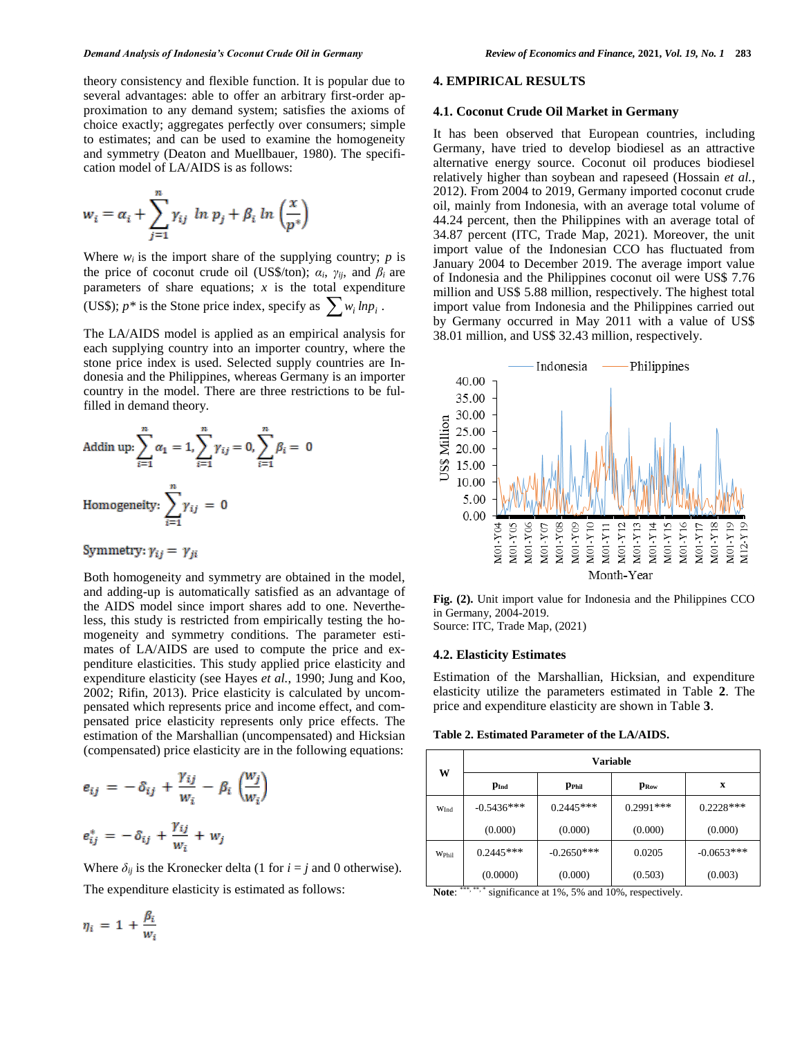theory consistency and flexible function. It is popular due to several advantages: able to offer an arbitrary first-order approximation to any demand system; satisfies the axioms of choice exactly; aggregates perfectly over consumers; simple to estimates; and can be used to examine the homogeneity and symmetry (Deaton and Muellbauer, 1980). The specification model of LA/AIDS is as follows:

$$w_i = \alpha_i + \sum_{j=1}^{n} \gamma_{ij} \ \ln p_j + \beta_i \ln\left(\frac{x}{p^*}\right)$$

Where $w_i$ is the import share of the supplying country; $p$ is the price of coconut crude oil (US$/ton); $\alpha_i$, $\gamma_{ij}$, and $\beta_i$ are parameters of share equations; $x$ is the total expenditure (US$); $p^*$ is the Stone price index, specify as $\sum w_i \, lnp_i$ .

The LA/AIDS model is applied as an empirical analysis for each supplying country into an importer country, where the stone price index is used. Selected supply countries are Indonesia and the Philippines, whereas Germany is an importer country in the model. There are three restrictions to be fulfilled in demand theory.

$$\text{Addin up: } \sum_{i=1}^{n} \alpha_1 = 1, \sum_{i=1}^{n} \gamma_{ij} = 0, \sum_{i=1}^{n} \beta_i = 0$$

$$\text{Homogeneity: } \sum_{i=1}^{n} \gamma_{ij} = 0$$

$$\text{Symmetry: } \gamma_{ij} = \gamma_{ji}$$

Both homogeneity and symmetry are obtained in the model, and adding-up is automatically satisfied as an advantage of the AIDS model since import shares add to one. Nevertheless, this study is restricted from empirically testing the homogeneity and symmetry conditions. The parameter estimates of LA/AIDS are used to compute the price and expenditure elasticities. This study applied price elasticity and expenditure elasticity (see Hayes *et al.*, 1990; Jung and Koo, 2002; Rifin, 2013). Price elasticity is calculated by uncompensated which represents price and income effect, and compensated price elasticity represents only price effects. The estimation of the Marshallian (uncompensated) and Hicksian (compensated) price elasticity are in the following equations:

$$e_{ij} = -\delta_{ij} + \frac{\gamma_{ij}}{w_i} - \beta_i\left(\frac{w_j}{w_i}\right)$$

$$e_{ij}^* = -\delta_{ij} + \frac{\gamma_{ij}}{w_i} + w_j$$

Where $\delta_{ij}$ is the Kronecker delta (1 for $i = j$ and 0 otherwise).

The expenditure elasticity is estimated as follows:

$$\eta_i = 1 + \frac{\beta_i}{w_i}$$

## 4. EMPIRICAL RESULTS

### 4.1. Coconut Crude Oil Market in Germany

It has been observed that European countries, including Germany, have tried to develop biodiesel as an attractive alternative energy source. Coconut oil produces biodiesel relatively higher than soybean and rapeseed (Hossain *et al.*, 2012). From 2004 to 2019, Germany imported coconut crude oil, mainly from Indonesia, with an average total volume of 44.24 percent, then the Philippines with an average total of 34.87 percent (ITC, Trade Map, 2021). Moreover, the unit import value of the Indonesian CCO has fluctuated from January 2004 to December 2019. The average import value of Indonesia and the Philippines coconut oil were US$ 7.76 million and US$ 5.88 million, respectively. The highest total import value from Indonesia and the Philippines carried out by Germany occurred in May 2011 with a value of US$ 38.01 million, and US$ 32.43 million, respectively.

**Fig. (2).** Unit import value for Indonesia and the Philippines CCO in Germany, 2004-2019.
Source: ITC, Trade Map, (2021)

### 4.2. Elasticity Estimates

Estimation of the Marshallian, Hicksian, and expenditure elasticity utilize the parameters estimated in Table **2**. The price and expenditure elasticity are shown in Table **3**.

**Table 2. Estimated Parameter of the LA/AIDS.**

| W | Variable | | | |
|---|---|---|---|---|
| | $p_{Ind}$ | $p_{Phil}$ | $p_{Row}$ | x |
| $w_{Ind}$ | -0.5436*** | 0.2445*** | 0.2991*** | 0.2228*** |
| | (0.000) | (0.000) | (0.000) | (0.000) |
| $w_{Phil}$ | 0.2445*** | -0.2650*** | 0.0205 | -0.0653*** |
| | (0.0000) | (0.000) | (0.503) | (0.003) |

**Note**: ***, **, * significance at 1%, 5% and 10%, respectively.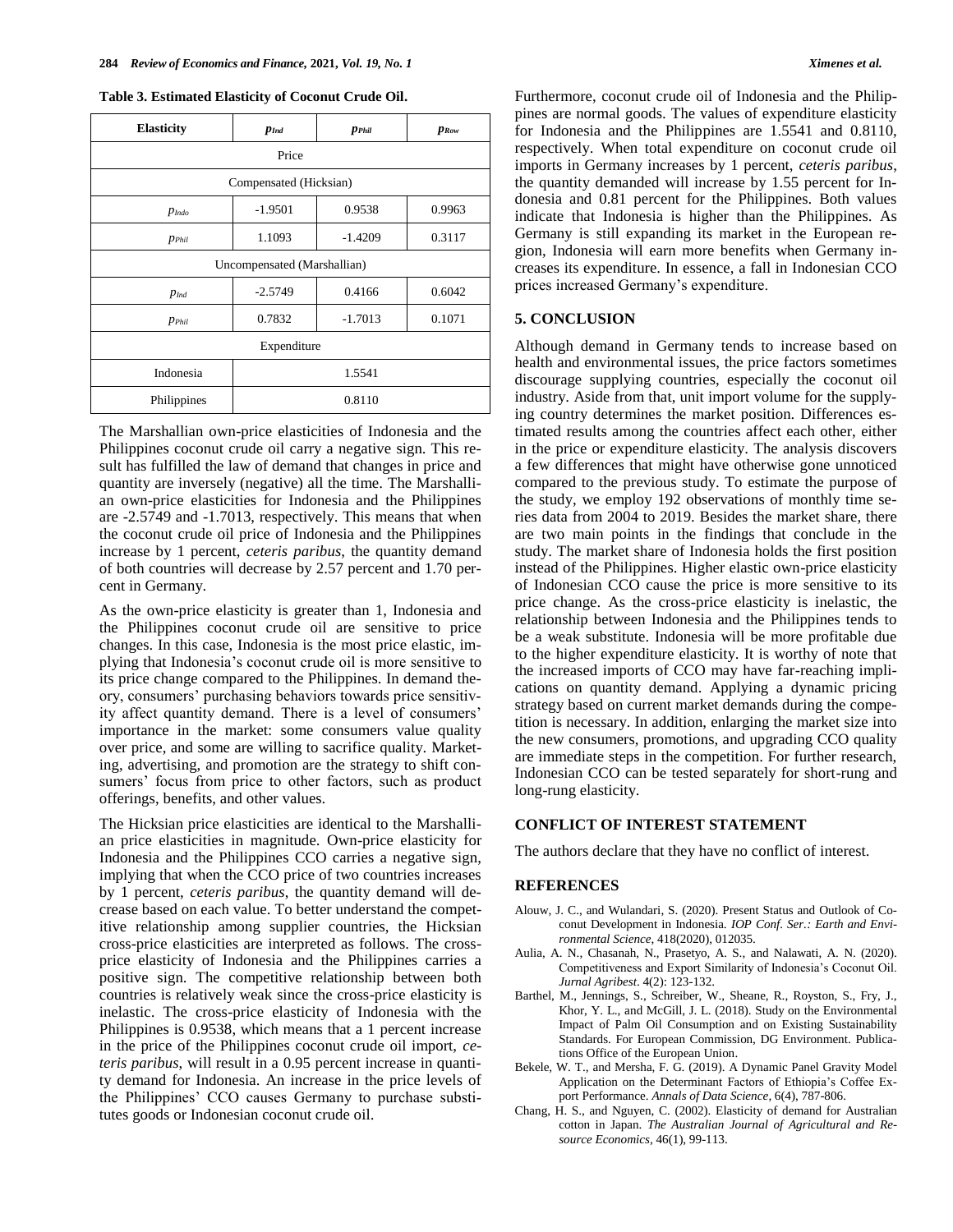**Table 3. Estimated Elasticity of Coconut Crude Oil.**

| Elasticity | $p_{Ind}$ | $p_{Phil}$ | $p_{Row}$ |
|---|---|---|---|
| Price | | | |
| Compensated (Hicksian) | | | |
| $p_{Indo}$ | -1.9501 | 0.9538 | 0.9963 |
| $p_{Phil}$ | 1.1093 | -1.4209 | 0.3117 |
| Uncompensated (Marshallian) | | | |
| $p_{Ind}$ | -2.5749 | 0.4166 | 0.6042 |
| $p_{Phil}$ | 0.7832 | -1.7013 | 0.1071 |
| Expenditure | | | |
| Indonesia | 1.5541 | | |
| Philippines | 0.8110 | | |

The Marshallian own-price elasticities of Indonesia and the Philippines coconut crude oil carry a negative sign. This result has fulfilled the law of demand that changes in price and quantity are inversely (negative) all the time. The Marshallian own-price elasticities for Indonesia and the Philippines are -2.5749 and -1.7013, respectively. This means that when the coconut crude oil price of Indonesia and the Philippines increase by 1 percent, *ceteris paribus*, the quantity demand of both countries will decrease by 2.57 percent and 1.70 percent in Germany.

As the own-price elasticity is greater than 1, Indonesia and the Philippines coconut crude oil are sensitive to price changes. In this case, Indonesia is the most price elastic, implying that Indonesia's coconut crude oil is more sensitive to its price change compared to the Philippines. In demand theory, consumers' purchasing behaviors towards price sensitivity affect quantity demand. There is a level of consumers' importance in the market: some consumers value quality over price, and some are willing to sacrifice quality. Marketing, advertising, and promotion are the strategy to shift consumers' focus from price to other factors, such as product offerings, benefits, and other values.

The Hicksian price elasticities are identical to the Marshallian price elasticities in magnitude. Own-price elasticity for Indonesia and the Philippines CCO carries a negative sign, implying that when the CCO price of two countries increases by 1 percent, *ceteris paribus*, the quantity demand will decrease based on each value. To better understand the competitive relationship among supplier countries, the Hicksian cross-price elasticities are interpreted as follows. The cross-price elasticity of Indonesia and the Philippines carries a positive sign. The competitive relationship between both countries is relatively weak since the cross-price elasticity is inelastic. The cross-price elasticity of Indonesia with the Philippines is 0.9538, which means that a 1 percent increase in the price of the Philippines coconut crude oil import, *ceteris paribus*, will result in a 0.95 percent increase in quantity demand for Indonesia. An increase in the price levels of the Philippines' CCO causes Germany to purchase substitutes goods or Indonesian coconut crude oil.

Furthermore, coconut crude oil of Indonesia and the Philippines are normal goods. The values of expenditure elasticity for Indonesia and the Philippines are 1.5541 and 0.8110, respectively. When total expenditure on coconut crude oil imports in Germany increases by 1 percent, *ceteris paribus*, the quantity demanded will increase by 1.55 percent for Indonesia and 0.81 percent for the Philippines. Both values indicate that Indonesia is higher than the Philippines. As Germany is still expanding its market in the European region, Indonesia will earn more benefits when Germany increases its expenditure. In essence, a fall in Indonesian CCO prices increased Germany's expenditure.

## 5. CONCLUSION

Although demand in Germany tends to increase based on health and environmental issues, the price factors sometimes discourage supplying countries, especially the coconut oil industry. Aside from that, unit import volume for the supplying country determines the market position. Differences estimated results among the countries affect each other, either in the price or expenditure elasticity. The analysis discovers a few differences that might have otherwise gone unnoticed compared to the previous study. To estimate the purpose of the study, we employ 192 observations of monthly time series data from 2004 to 2019. Besides the market share, there are two main points in the findings that conclude in the study. The market share of Indonesia holds the first position instead of the Philippines. Higher elastic own-price elasticity of Indonesian CCO cause the price is more sensitive to its price change. As the cross-price elasticity is inelastic, the relationship between Indonesia and the Philippines tends to be a weak substitute. Indonesia will be more profitable due to the higher expenditure elasticity. It is worthy of note that the increased imports of CCO may have far-reaching implications on quantity demand. Applying a dynamic pricing strategy based on current market demands during the competition is necessary. In addition, enlarging the market size into the new consumers, promotions, and upgrading CCO quality are immediate steps in the competition. For further research, Indonesian CCO can be tested separately for short-rung and long-rung elasticity.

## CONFLICT OF INTEREST STATEMENT

The authors declare that they have no conflict of interest.

## REFERENCES

- Alouw, J. C., and Wulandari, S. (2020). Present Status and Outlook of Coconut Development in Indonesia. *IOP Conf. Ser.: Earth and Environmental Science*, 418(2020), 012035.
- Aulia, A. N., Chasanah, N., Prasetyo, A. S., and Nalawati, A. N. (2020). Competitiveness and Export Similarity of Indonesia's Coconut Oil. *Jurnal Agribest*. 4(2): 123-132.
- Barthel, M., Jennings, S., Schreiber, W., Sheane, R., Royston, S., Fry, J., Khor, Y. L., and McGill, J. L. (2018). Study on the Environmental Impact of Palm Oil Consumption and on Existing Sustainability Standards. For European Commission, DG Environment. Publications Office of the European Union.
- Bekele, W. T., and Mersha, F. G. (2019). A Dynamic Panel Gravity Model Application on the Determinant Factors of Ethiopia's Coffee Export Performance. *Annals of Data Science*, 6(4), 787-806.
- Chang, H. S., and Nguyen, C. (2002). Elasticity of demand for Australian cotton in Japan. *The Australian Journal of Agricultural and Resource Economics*, 46(1), 99-113.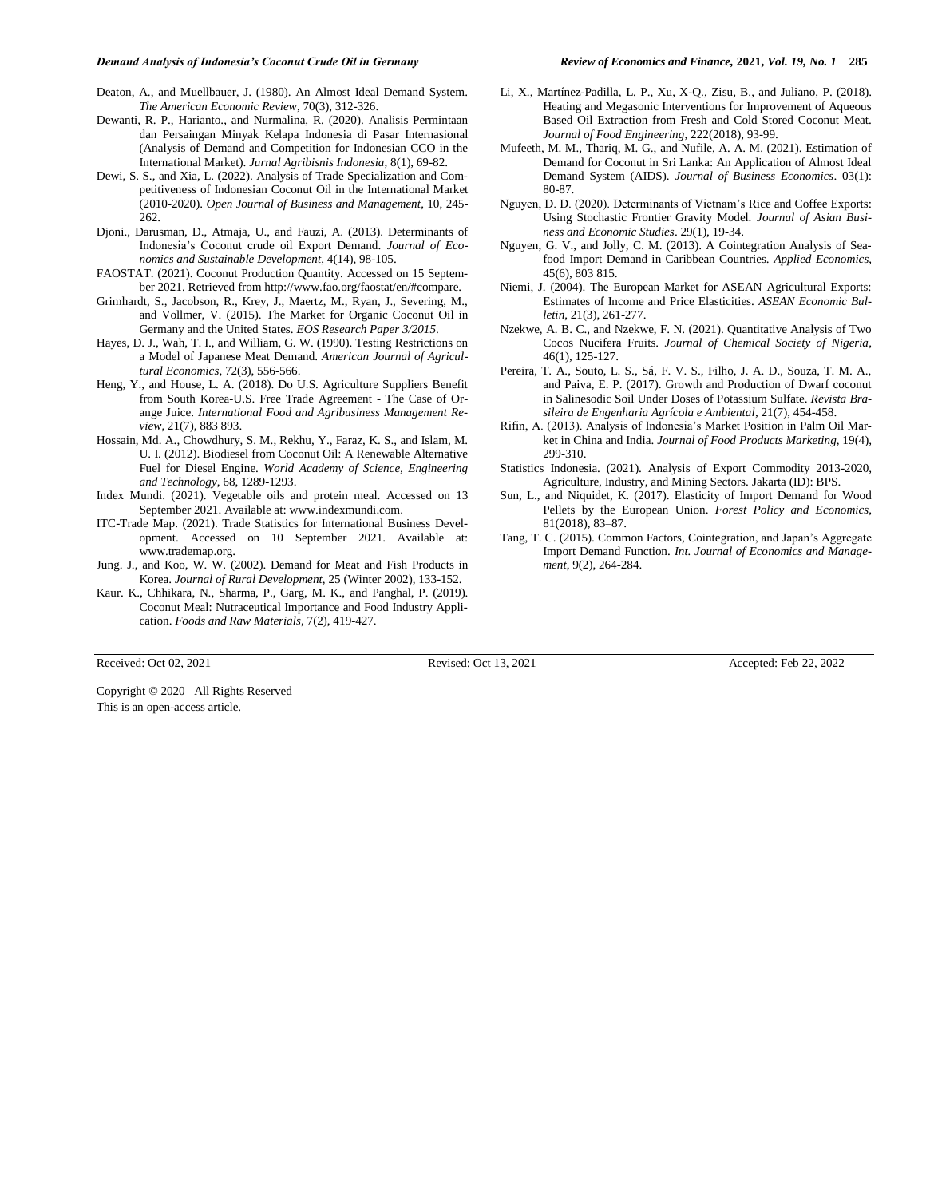Deaton, A., and Muellbauer, J. (1980). An Almost Ideal Demand System. *The American Economic Review*, 70(3), 312-326.

Dewanti, R. P., Harianto., and Nurmalina, R. (2020). Analisis Permintaan dan Persaingan Minyak Kelapa Indonesia di Pasar Internasional (Analysis of Demand and Competition for Indonesian CCO in the International Market). *Jurnal Agribisnis Indonesia*, 8(1), 69-82.

Dewi, S. S., and Xia, L. (2022). Analysis of Trade Specialization and Competitiveness of Indonesian Coconut Oil in the International Market (2010-2020). *Open Journal of Business and Management*, 10, 245-262.

Djoni., Darusman, D., Atmaja, U., and Fauzi, A. (2013). Determinants of Indonesia's Coconut crude oil Export Demand. *Journal of Economics and Sustainable Development*, 4(14), 98-105.

FAOSTAT. (2021). Coconut Production Quantity. Accessed on 15 September 2021. Retrieved from http://www.fao.org/faostat/en/#compare.

Grimhardt, S., Jacobson, R., Krey, J., Maertz, M., Ryan, J., Severing, M., and Vollmer, V. (2015). The Market for Organic Coconut Oil in Germany and the United States. *EOS Research Paper 3/2015*.

Hayes, D. J., Wah, T. I., and William, G. W. (1990). Testing Restrictions on a Model of Japanese Meat Demand. *American Journal of Agricultural Economics*, 72(3), 556-566.

Heng, Y., and House, L. A. (2018). Do U.S. Agriculture Suppliers Benefit from South Korea-U.S. Free Trade Agreement - The Case of Orange Juice. *International Food and Agribusiness Management Review*, 21(7), 883 893.

Hossain, Md. A., Chowdhury, S. M., Rekhu, Y., Faraz, K. S., and Islam, M. U. I. (2012). Biodiesel from Coconut Oil: A Renewable Alternative Fuel for Diesel Engine. *World Academy of Science, Engineering and Technology*, 68, 1289-1293.

Index Mundi. (2021). Vegetable oils and protein meal. Accessed on 13 September 2021. Available at: www.indexmundi.com.

ITC-Trade Map. (2021). Trade Statistics for International Business Development. Accessed on 10 September 2021. Available at: www.trademap.org.

Jung. J., and Koo, W. W. (2002). Demand for Meat and Fish Products in Korea. *Journal of Rural Development*, 25 (Winter 2002), 133-152.

Kaur. K., Chhikara, N., Sharma, P., Garg, M. K., and Panghal, P. (2019). Coconut Meal: Nutraceutical Importance and Food Industry Application. *Foods and Raw Materials*, 7(2), 419-427.

Li, X., Martínez-Padilla, L. P., Xu, X-Q., Zisu, B., and Juliano, P. (2018). Heating and Megasonic Interventions for Improvement of Aqueous Based Oil Extraction from Fresh and Cold Stored Coconut Meat. *Journal of Food Engineering*, 222(2018), 93-99.

Mufeeth, M. M., Thariq, M. G., and Nufile, A. A. M. (2021). Estimation of Demand for Coconut in Sri Lanka: An Application of Almost Ideal Demand System (AIDS). *Journal of Business Economics*. 03(1): 80-87.

Nguyen, D. D. (2020). Determinants of Vietnam's Rice and Coffee Exports: Using Stochastic Frontier Gravity Model. *Journal of Asian Business and Economic Studies*. 29(1), 19-34.

Nguyen, G. V., and Jolly, C. M. (2013). A Cointegration Analysis of Seafood Import Demand in Caribbean Countries. *Applied Economics*, 45(6), 803 815.

Niemi, J. (2004). The European Market for ASEAN Agricultural Exports: Estimates of Income and Price Elasticities. *ASEAN Economic Bulletin*, 21(3), 261-277.

Nzekwe, A. B. C., and Nzekwe, F. N. (2021). Quantitative Analysis of Two Cocos Nucifera Fruits. *Journal of Chemical Society of Nigeria*, 46(1), 125-127.

Pereira, T. A., Souto, L. S., Sá, F. V. S., Filho, J. A. D., Souza, T. M. A., and Paiva, E. P. (2017). Growth and Production of Dwarf coconut in Salinesodic Soil Under Doses of Potassium Sulfate. *Revista Brasileira de Engenharia Agrícola e Ambiental*, 21(7), 454-458.

Rifin, A. (2013). Analysis of Indonesia's Market Position in Palm Oil Market in China and India. *Journal of Food Products Marketing*, 19(4), 299-310.

Statistics Indonesia. (2021). Analysis of Export Commodity 2013-2020, Agriculture, Industry, and Mining Sectors. Jakarta (ID): BPS.

Sun, L., and Niquidet, K. (2017). Elasticity of Import Demand for Wood Pellets by the European Union. *Forest Policy and Economics*, 81(2018), 83–87.

Tang, T. C. (2015). Common Factors, Cointegration, and Japan's Aggregate Import Demand Function. *Int. Journal of Economics and Management*, 9(2), 264-284.

Received: Oct 02, 2021 Revised: Oct 13, 2021 Accepted: Feb 22, 2022

Copyright © 2020– All Rights Reserved
This is an open-access article.